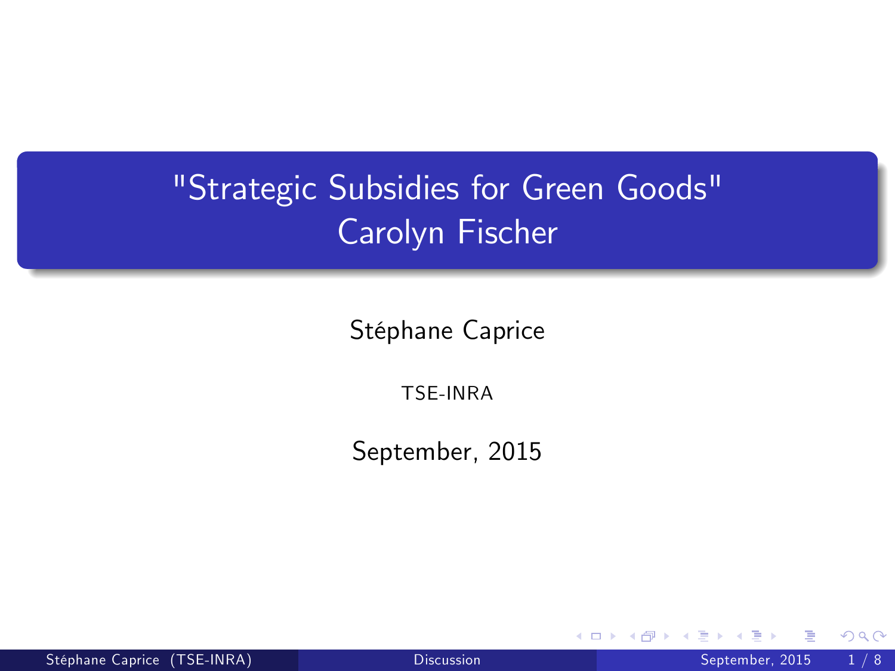# "Strategic Subsidies for Green Goods"
# Carolyn Fischer

Stéphane Caprice

TSE-INRA

September, 2015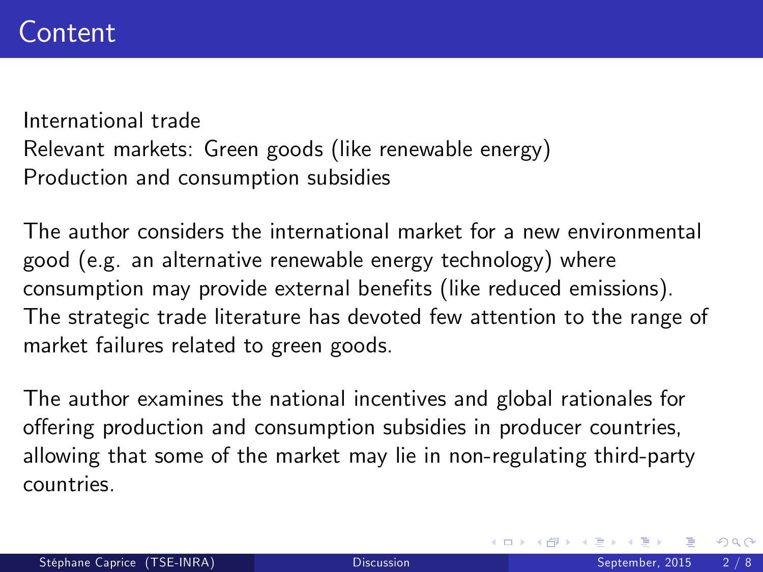# Content

International trade
Relevant markets: Green goods (like renewable energy)
Production and consumption subsidies

The author considers the international market for a new environmental good (e.g. an alternative renewable energy technology) where consumption may provide external benefits (like reduced emissions). The strategic trade literature has devoted few attention to the range of market failures related to green goods.

The author examines the national incentives and global rationales for offering production and consumption subsidies in producer countries, allowing that some of the market may lie in non-regulating third-party countries.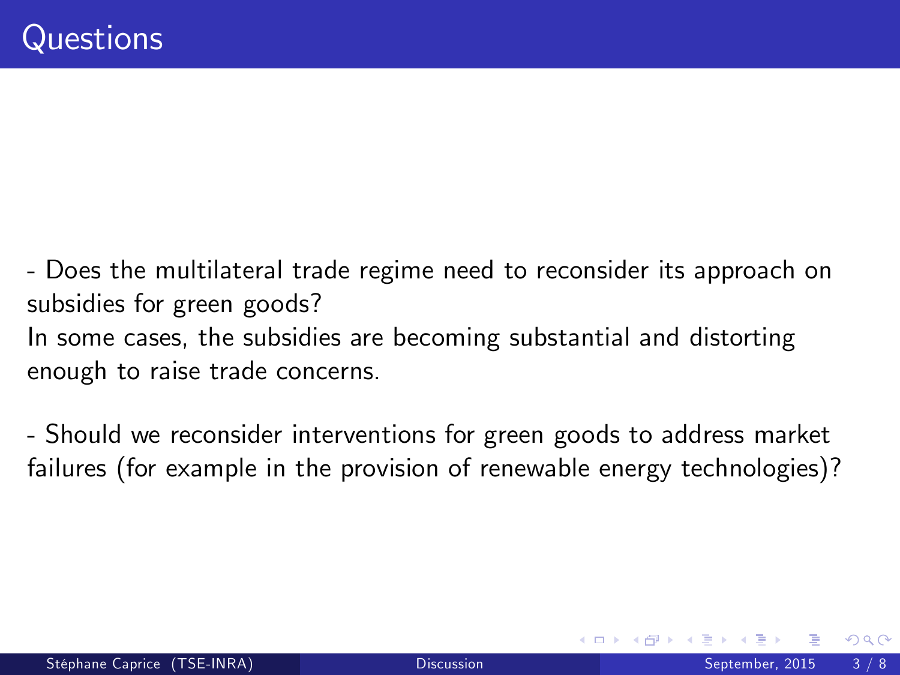# Questions

- Does the multilateral trade regime need to reconsider its approach on subsidies for green goods?
In some cases, the subsidies are becoming substantial and distorting enough to raise trade concerns.

- Should we reconsider interventions for green goods to address market failures (for example in the provision of renewable energy technologies)?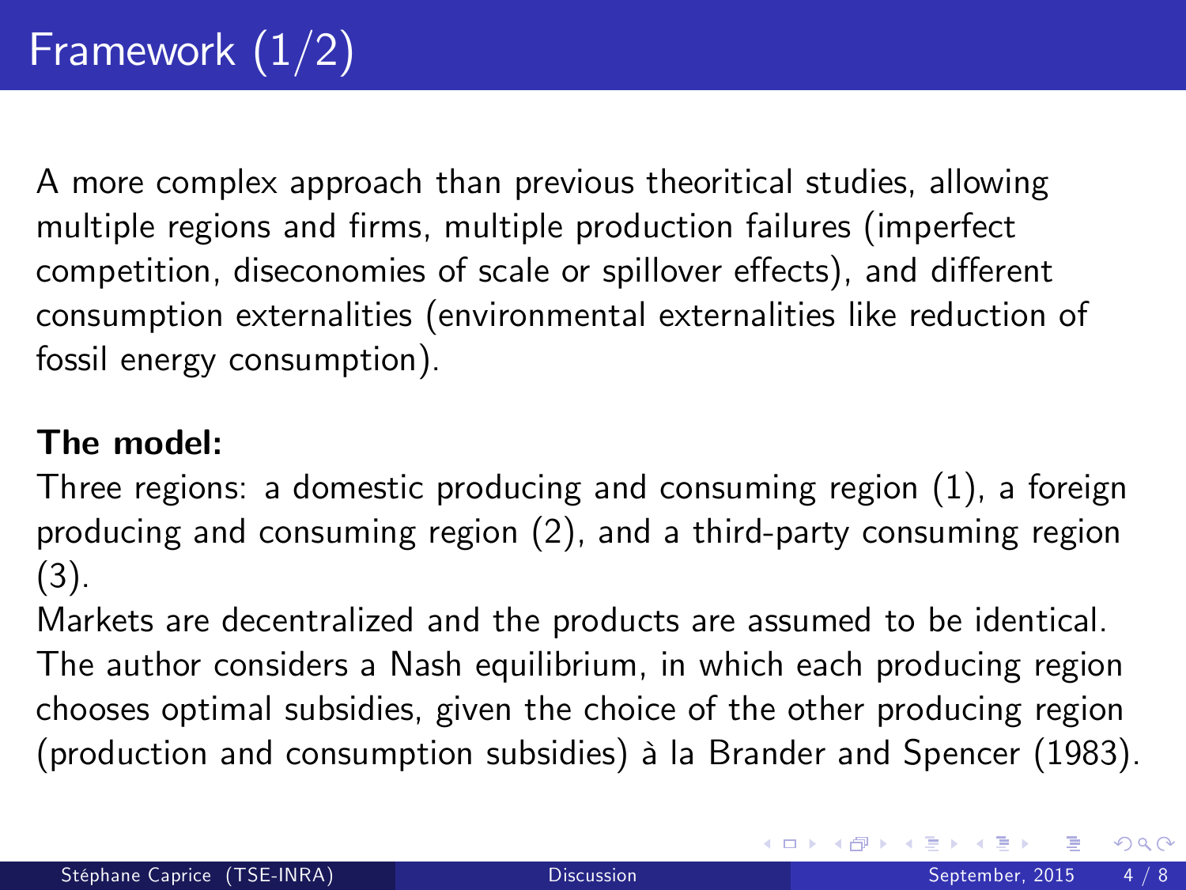# Framework (1/2)

A more complex approach than previous theoritical studies, allowing multiple regions and firms, multiple production failures (imperfect competition, diseconomies of scale or spillover effects), and different consumption externalities (environmental externalities like reduction of fossil energy consumption).

**The model:**

Three regions: a domestic producing and consuming region (1), a foreign producing and consuming region (2), and a third-party consuming region (3).

Markets are decentralized and the products are assumed to be identical.

The author considers a Nash equilibrium, in which each producing region chooses optimal subsidies, given the choice of the other producing region (production and consumption subsidies) à la Brander and Spencer (1983).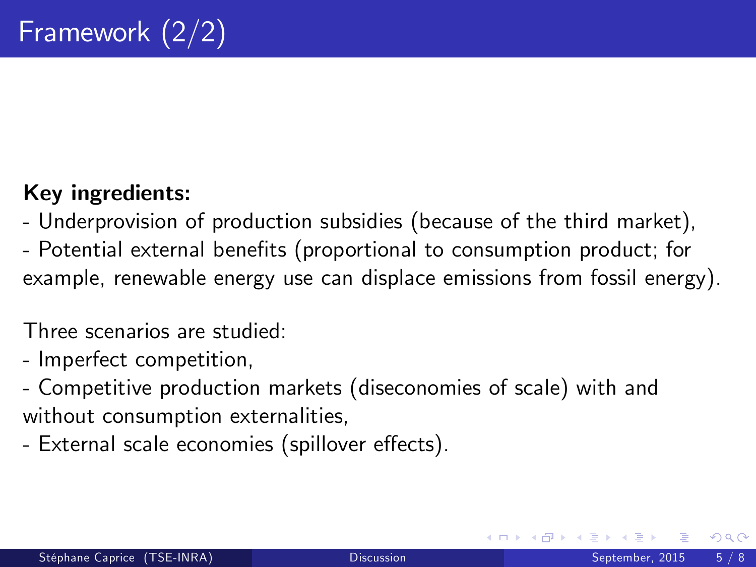# Framework (2/2)

**Key ingredients:**

- Underprovision of production subsidies (because of the third market),
- Potential external benefits (proportional to consumption product; for example, renewable energy use can displace emissions from fossil energy).

Three scenarios are studied:

- Imperfect competition,
- Competitive production markets (diseconomies of scale) with and without consumption externalities,
- External scale economies (spillover effects).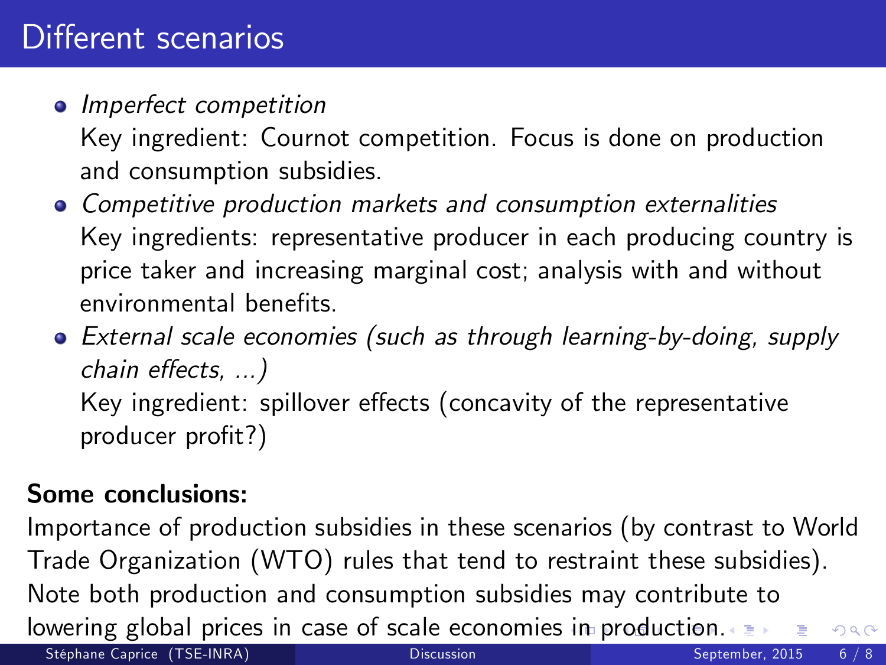# Different scenarios

- *Imperfect competition*
  Key ingredient: Cournot competition. Focus is done on production and consumption subsidies.
- *Competitive production markets and consumption externalities*
  Key ingredients: representative producer in each producing country is price taker and increasing marginal cost; analysis with and without environmental benefits.
- *External scale economies (such as through learning-by-doing, supply chain effects, ...)*
  Key ingredient: spillover effects (concavity of the representative producer profit?)

**Some conclusions:**

Importance of production subsidies in these scenarios (by contrast to World Trade Organization (WTO) rules that tend to restraint these subsidies). Note both production and consumption subsidies may contribute to lowering global prices in case of scale economies in production.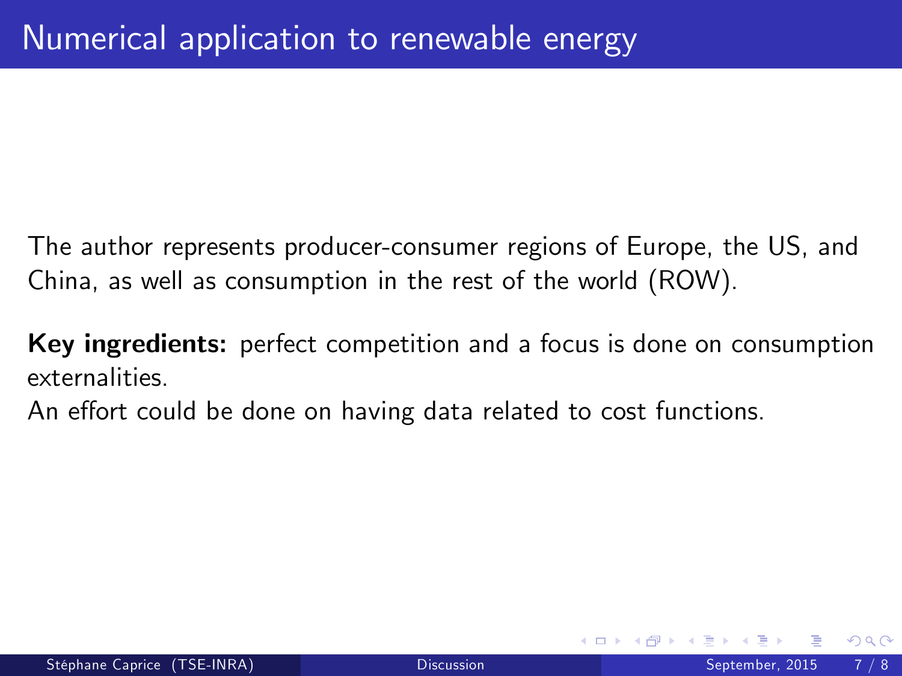# Numerical application to renewable energy

The author represents producer-consumer regions of Europe, the US, and China, as well as consumption in the rest of the world (ROW).

**Key ingredients:** perfect competition and a focus is done on consumption externalities.
An effort could be done on having data related to cost functions.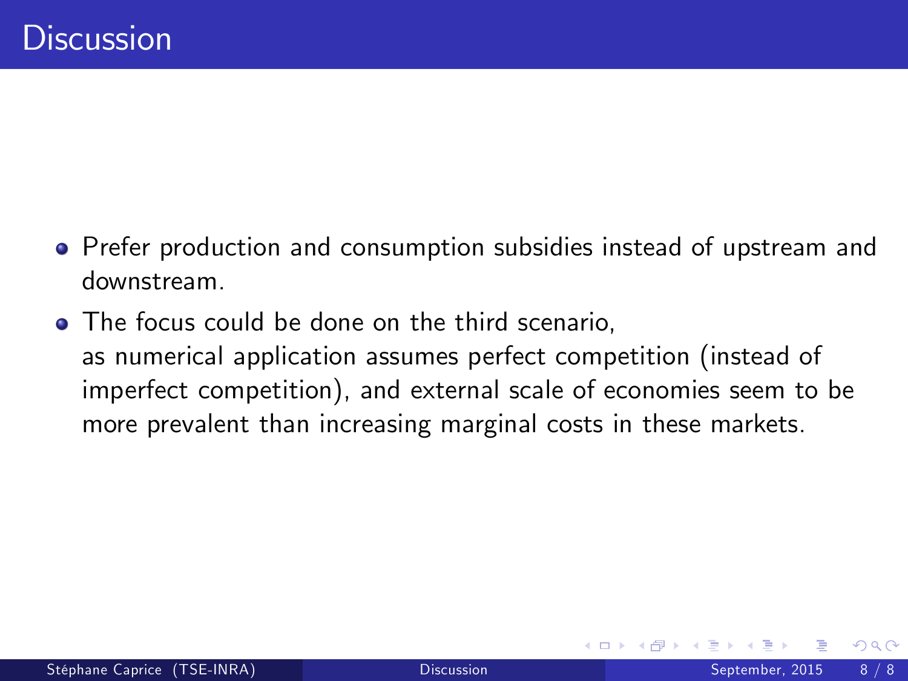# Discussion

- Prefer production and consumption subsidies instead of upstream and downstream.
- The focus could be done on the third scenario,
  as numerical application assumes perfect competition (instead of imperfect competition), and external scale of economies seem to be more prevalent than increasing marginal costs in these markets.